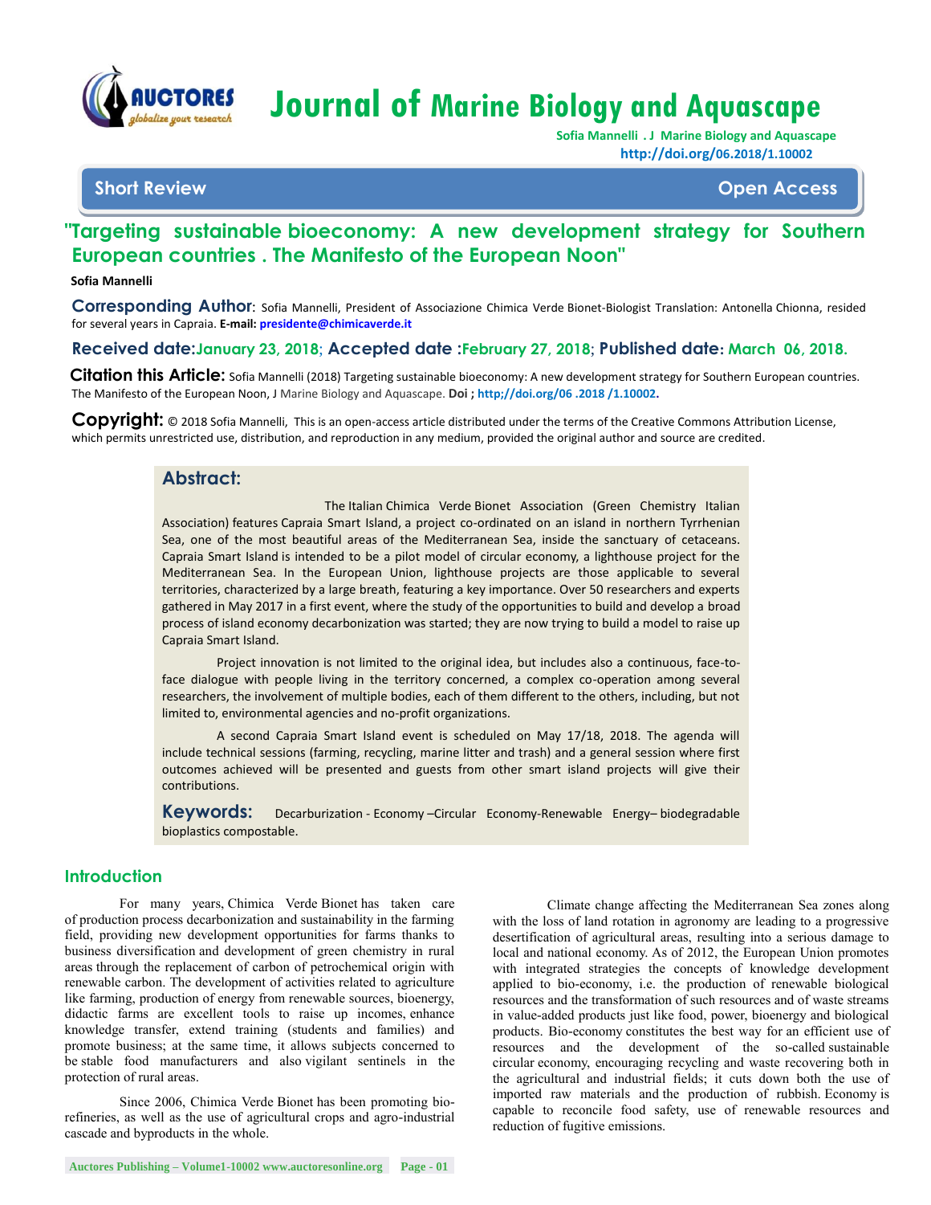# Journal of Marine Biology and Aquascape

Sofia Mannelli . J Marine Biology and Aquascape
http://doi.org/06.2018/1.10002

**Short Review** | **Open Access**

## "Targeting sustainable bioeconomy: A new development strategy for Southern European countries . The Manifesto of the European Noon"

**Sofia Mannelli**

**Corresponding Author**: Sofia Mannelli, President of Associazione Chimica Verde Bionet-Biologist Translation: Antonella Chionna, resided for several years in Capraia. **E-mail:** presidente@chimicaverde.it

**Received date:** January 23, 2018; **Accepted date :** February 27, 2018; **Published date:** March 06, 2018.

**Citation this Article:** Sofia Mannelli (2018) Targeting sustainable bioeconomy: A new development strategy for Southern European countries. The Manifesto of the European Noon, J Marine Biology and Aquascape. **Doi ;** http;//doi.org/06 .2018 /1.10002.

**Copyright:** © 2018 Sofia Mannelli, This is an open-access article distributed under the terms of the Creative Commons Attribution License, which permits unrestricted use, distribution, and reproduction in any medium, provided the original author and source are credited.

## Abstract:

The Italian Chimica Verde Bionet Association (Green Chemistry Italian Association) features Capraia Smart Island, a project co-ordinated on an island in northern Tyrrhenian Sea, one of the most beautiful areas of the Mediterranean Sea, inside the sanctuary of cetaceans. Capraia Smart Island is intended to be a pilot model of circular economy, a lighthouse project for the Mediterranean Sea. In the European Union, lighthouse projects are those applicable to several territories, characterized by a large breath, featuring a key importance. Over 50 researchers and experts gathered in May 2017 in a first event, where the study of the opportunities to build and develop a broad process of island economy decarbonization was started; they are now trying to build a model to raise up Capraia Smart Island.

Project innovation is not limited to the original idea, but includes also a continuous, face-to-face dialogue with people living in the territory concerned, a complex co-operation among several researchers, the involvement of multiple bodies, each of them different to the others, including, but not limited to, environmental agencies and no-profit organizations.

A second Capraia Smart Island event is scheduled on May 17/18, 2018. The agenda will include technical sessions (farming, recycling, marine litter and trash) and a general session where first outcomes achieved will be presented and guests from other smart island projects will give their contributions.

**Keywords:** Decarburization - Economy –Circular Economy-Renewable Energy– biodegradable bioplastics compostable.

## Introduction

For many years, Chimica Verde Bionet has taken care of production process decarbonization and sustainability in the farming field, providing new development opportunities for farms thanks to business diversification and development of green chemistry in rural areas through the replacement of carbon of petrochemical origin with renewable carbon. The development of activities related to agriculture like farming, production of energy from renewable sources, bioenergy, didactic farms are excellent tools to raise up incomes, enhance knowledge transfer, extend training (students and families) and promote business; at the same time, it allows subjects concerned to be stable food manufacturers and also vigilant sentinels in the protection of rural areas.

Since 2006, Chimica Verde Bionet has been promoting bio-refineries, as well as the use of agricultural crops and agro-industrial cascade and byproducts in the whole.

Climate change affecting the Mediterranean Sea zones along with the loss of land rotation in agronomy are leading to a progressive desertification of agricultural areas, resulting into a serious damage to local and national economy. As of 2012, the European Union promotes with integrated strategies the concepts of knowledge development applied to bio-economy, i.e. the production of renewable biological resources and the transformation of such resources and of waste streams in value-added products just like food, power, bioenergy and biological products. Bio-economy constitutes the best way for an efficient use of resources and the development of the so-called sustainable circular economy, encouraging recycling and waste recovering both in the agricultural and industrial fields; it cuts down both the use of imported raw materials and the production of rubbish. Economy is capable to reconcile food safety, use of renewable resources and reduction of fugitive emissions.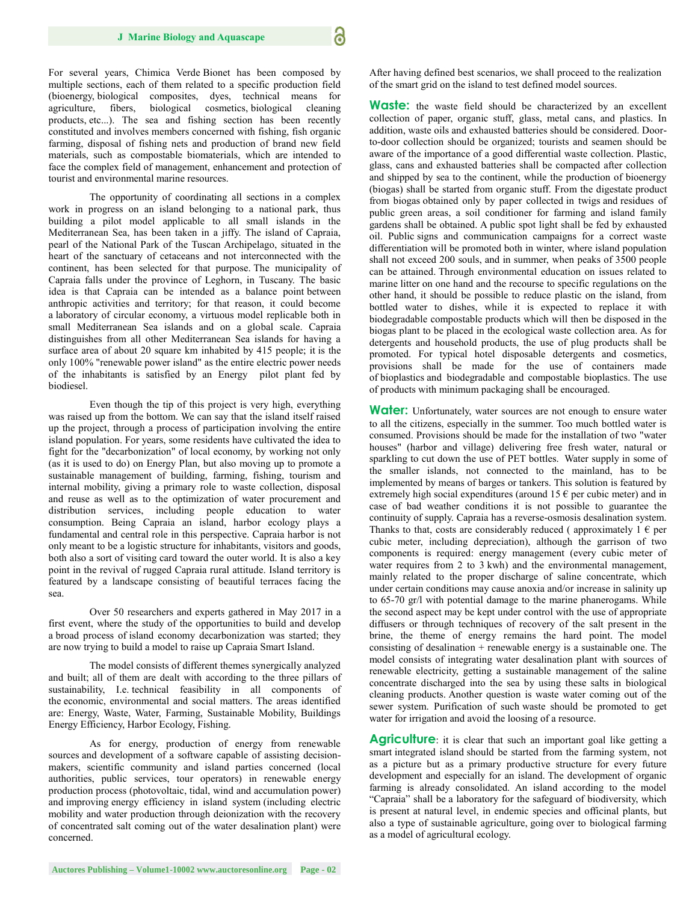For several years, Chimica Verde Bionet has been composed by multiple sections, each of them related to a specific production field (bioenergy, biological composites, dyes, technical means for agriculture, fibers, biological cosmetics, biological cleaning products, etc...). The sea and fishing section has been recently constituted and involves members concerned with fishing, fish organic farming, disposal of fishing nets and production of brand new field materials, such as compostable biomaterials, which are intended to face the complex field of management, enhancement and protection of tourist and environmental marine resources.

The opportunity of coordinating all sections in a complex work in progress on an island belonging to a national park, thus building a pilot model applicable to all small islands in the Mediterranean Sea, has been taken in a jiffy. The island of Capraia, pearl of the National Park of the Tuscan Archipelago, situated in the heart of the sanctuary of cetaceans and not interconnected with the continent, has been selected for that purpose. The municipality of Capraia falls under the province of Leghorn, in Tuscany. The basic idea is that Capraia can be intended as a balance point between anthropic activities and territory; for that reason, it could become a laboratory of circular economy, a virtuous model replicable both in small Mediterranean Sea islands and on a global scale. Capraia distinguishes from all other Mediterranean Sea islands for having a surface area of about 20 square km inhabited by 415 people; it is the only 100% "renewable power island" as the entire electric power needs of the inhabitants is satisfied by an Energy pilot plant fed by biodiesel.

Even though the tip of this project is very high, everything was raised up from the bottom. We can say that the island itself raised up the project, through a process of participation involving the entire island population. For years, some residents have cultivated the idea to fight for the "decarbonization" of local economy, by working not only (as it is used to do) on Energy Plan, but also moving up to promote a sustainable management of building, farming, fishing, tourism and internal mobility, giving a primary role to waste collection, disposal and reuse as well as to the optimization of water procurement and distribution services, including people education to water consumption. Being Capraia an island, harbor ecology plays a fundamental and central role in this perspective. Capraia harbor is not only meant to be a logistic structure for inhabitants, visitors and goods, both also a sort of visiting card toward the outer world. It is also a key point in the revival of rugged Capraia rural attitude. Island territory is featured by a landscape consisting of beautiful terraces facing the sea.

Over 50 researchers and experts gathered in May 2017 in a first event, where the study of the opportunities to build and develop a broad process of island economy decarbonization was started; they are now trying to build a model to raise up Capraia Smart Island.

The model consists of different themes synergically analyzed and built; all of them are dealt with according to the three pillars of sustainability, I.e. technical feasibility in all components of the economic, environmental and social matters. The areas identified are: Energy, Waste, Water, Farming, Sustainable Mobility, Buildings Energy Efficiency, Harbor Ecology, Fishing.

As for energy, production of energy from renewable sources and development of a software capable of assisting decision-makers, scientific community and island parties concerned (local authorities, public services, tour operators) in renewable energy production process (photovoltaic, tidal, wind and accumulation power) and improving energy efficiency in island system (including electric mobility and water production through deionization with the recovery of concentrated salt coming out of the water desalination plant) were concerned.

After having defined best scenarios, we shall proceed to the realization of the smart grid on the island to test defined model sources.

**Waste:** the waste field should be characterized by an excellent collection of paper, organic stuff, glass, metal cans, and plastics. In addition, waste oils and exhausted batteries should be considered. Door-to-door collection should be organized; tourists and seamen should be aware of the importance of a good differential waste collection. Plastic, glass, cans and exhausted batteries shall be compacted after collection and shipped by sea to the continent, while the production of bioenergy (biogas) shall be started from organic stuff. From the digestate product from biogas obtained only by paper collected in twigs and residues of public green areas, a soil conditioner for farming and island family gardens shall be obtained. A public spot light shall be fed by exhausted oil. Public signs and communication campaigns for a correct waste differentiation will be promoted both in winter, where island population shall not exceed 200 souls, and in summer, when peaks of 3500 people can be attained. Through environmental education on issues related to marine litter on one hand and the recourse to specific regulations on the other hand, it should be possible to reduce plastic on the island, from bottled water to dishes, while it is expected to replace it with biodegradable compostable products which will then be disposed in the biogas plant to be placed in the ecological waste collection area. As for detergents and household products, the use of plug products shall be promoted. For typical hotel disposable detergents and cosmetics, provisions shall be made for the use of containers made of bioplastics and biodegradable and compostable bioplastics. The use of products with minimum packaging shall be encouraged.

**Water:** Unfortunately, water sources are not enough to ensure water to all the citizens, especially in the summer. Too much bottled water is consumed. Provisions should be made for the installation of two "water houses" (harbor and village) delivering free fresh water, natural or sparkling to cut down the use of PET bottles. Water supply in some of the smaller islands, not connected to the mainland, has to be implemented by means of barges or tankers. This solution is featured by extremely high social expenditures (around 15 € per cubic meter) and in case of bad weather conditions it is not possible to guarantee the continuity of supply. Capraia has a reverse-osmosis desalination system. Thanks to that, costs are considerably reduced ( approximately 1 € per cubic meter, including depreciation), although the garrison of two components is required: energy management (every cubic meter of water requires from 2 to 3 kwh) and the environmental management, mainly related to the proper discharge of saline concentrate, which under certain conditions may cause anoxia and/or increase in salinity up to 65-70 gr/l with potential damage to the marine phanerogams. While the second aspect may be kept under control with the use of appropriate diffusers or through techniques of recovery of the salt present in the brine, the theme of energy remains the hard point. The model consisting of desalination + renewable energy is a sustainable one. The model consists of integrating water desalination plant with sources of renewable electricity, getting a sustainable management of the saline concentrate discharged into the sea by using these salts in biological cleaning products. Another question is waste water coming out of the sewer system. Purification of such waste should be promoted to get water for irrigation and avoid the loosing of a resource.

**Agriculture**: it is clear that such an important goal like getting a smart integrated island should be started from the farming system, not as a picture but as a primary productive structure for every future development and especially for an island. The development of organic farming is already consolidated. An island according to the model "Capraia" shall be a laboratory for the safeguard of biodiversity, which is present at natural level, in endemic species and official plants, but also a type of sustainable agriculture, going over to biological farming as a model of agricultural ecology.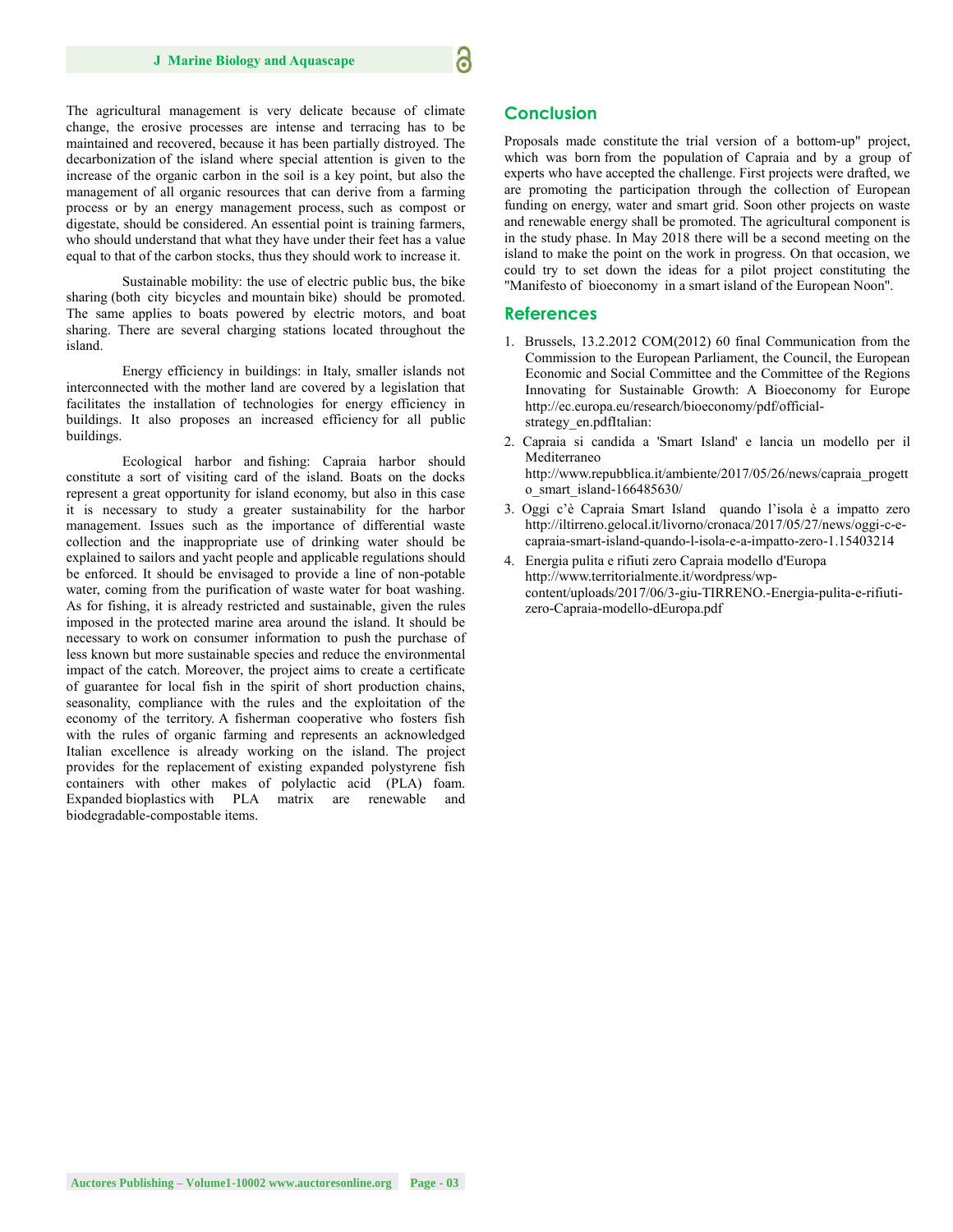The agricultural management is very delicate because of climate change, the erosive processes are intense and terracing has to be maintained and recovered, because it has been partially distroyed. The decarbonization of the island where special attention is given to the increase of the organic carbon in the soil is a key point, but also the management of all organic resources that can derive from a farming process or by an energy management process, such as compost or digestate, should be considered. An essential point is training farmers, who should understand that what they have under their feet has a value equal to that of the carbon stocks, thus they should work to increase it.

Sustainable mobility: the use of electric public bus, the bike sharing (both city bicycles and mountain bike) should be promoted. The same applies to boats powered by electric motors, and boat sharing. There are several charging stations located throughout the island.

Energy efficiency in buildings: in Italy, smaller islands not interconnected with the mother land are covered by a legislation that facilitates the installation of technologies for energy efficiency in buildings. It also proposes an increased efficiency for all public buildings.

Ecological harbor and fishing: Capraia harbor should constitute a sort of visiting card of the island. Boats on the docks represent a great opportunity for island economy, but also in this case it is necessary to study a greater sustainability for the harbor management. Issues such as the importance of differential waste collection and the inappropriate use of drinking water should be explained to sailors and yacht people and applicable regulations should be enforced. It should be envisaged to provide a line of non-potable water, coming from the purification of waste water for boat washing. As for fishing, it is already restricted and sustainable, given the rules imposed in the protected marine area around the island. It should be necessary to work on consumer information to push the purchase of less known but more sustainable species and reduce the environmental impact of the catch. Moreover, the project aims to create a certificate of guarantee for local fish in the spirit of short production chains, seasonality, compliance with the rules and the exploitation of the economy of the territory. A fisherman cooperative who fosters fish with the rules of organic farming and represents an acknowledged Italian excellence is already working on the island. The project provides for the replacement of existing expanded polystyrene fish containers with other makes of polylactic acid (PLA) foam. Expanded bioplastics with PLA matrix are renewable and biodegradable-compostable items.

## Conclusion

Proposals made constitute the trial version of a bottom-up" project, which was born from the population of Capraia and by a group of experts who have accepted the challenge. First projects were drafted, we are promoting the participation through the collection of European funding on energy, water and smart grid. Soon other projects on waste and renewable energy shall be promoted. The agricultural component is in the study phase. In May 2018 there will be a second meeting on the island to make the point on the work in progress. On that occasion, we could try to set down the ideas for a pilot project constituting the "Manifesto of bioeconomy in a smart island of the European Noon".

## References

1. Brussels, 13.2.2012 COM(2012) 60 final Communication from the Commission to the European Parliament, the Council, the European Economic and Social Committee and the Committee of the Regions Innovating for Sustainable Growth: A Bioeconomy for Europe http://ec.europa.eu/research/bioeconomy/pdf/official-strategy_en.pdfItalian:
2. Capraia si candida a 'Smart Island' e lancia un modello per il Mediterraneo http://www.repubblica.it/ambiente/2017/05/26/news/capraia_progetto_smart_island-166485630/
3. Oggi c'è Capraia Smart Island quando l'isola è a impatto zero http://iltirreno.gelocal.it/livorno/cronaca/2017/05/27/news/oggi-c-e-capraia-smart-island-quando-l-isola-e-a-impatto-zero-1.15403214
4. Energia pulita e rifiuti zero Capraia modello d'Europa http://www.territorialmente.it/wordpress/wp-content/uploads/2017/06/3-giu-TIRRENO.-Energia-pulita-e-rifiuti-zero-Capraia-modello-dEuropa.pdf